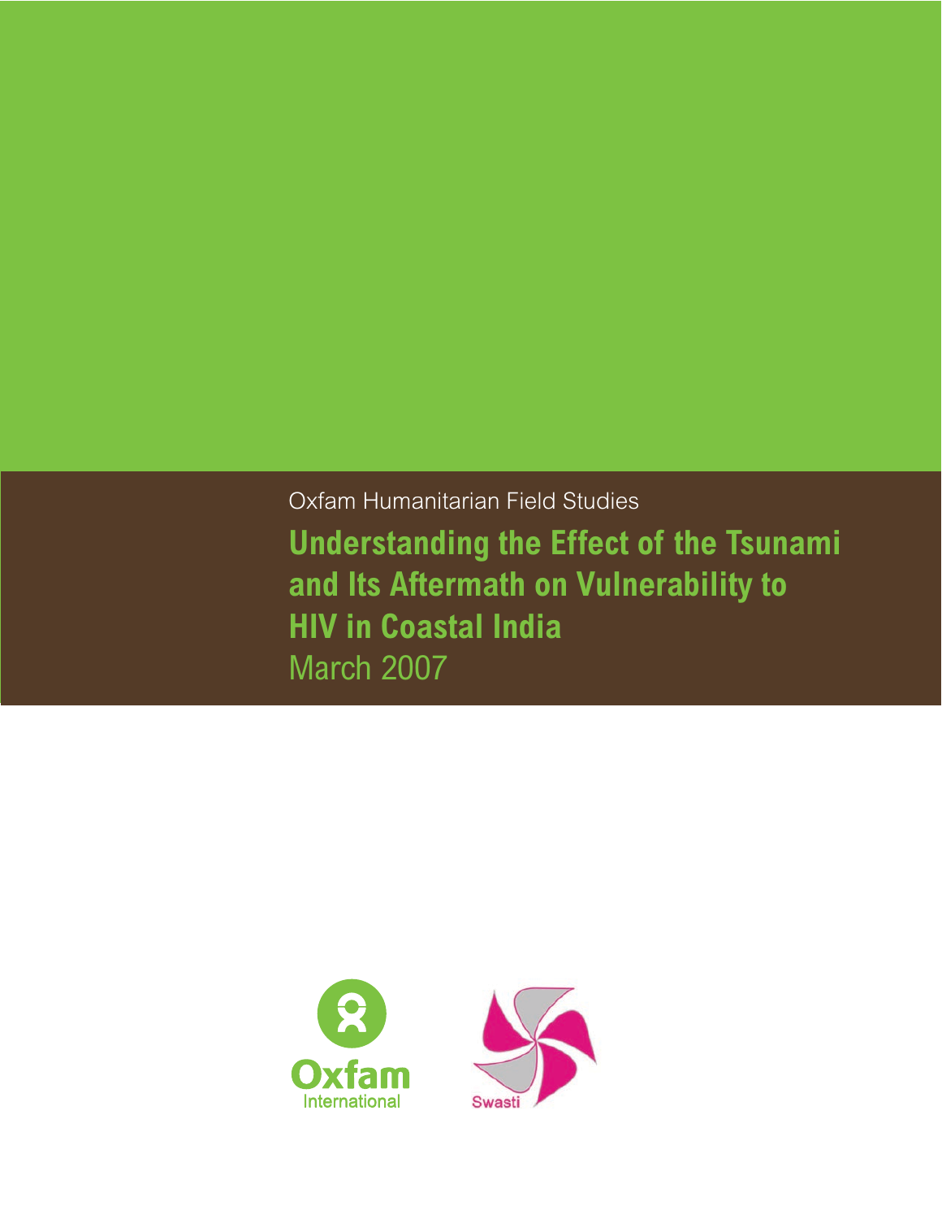Oxfam Humanitarian Field Studies

# Understanding the Effect of the Tsunami and Its Aftermath on Vulnerability to HIV in Coastal India

March 2007

Oxfam International

Swasti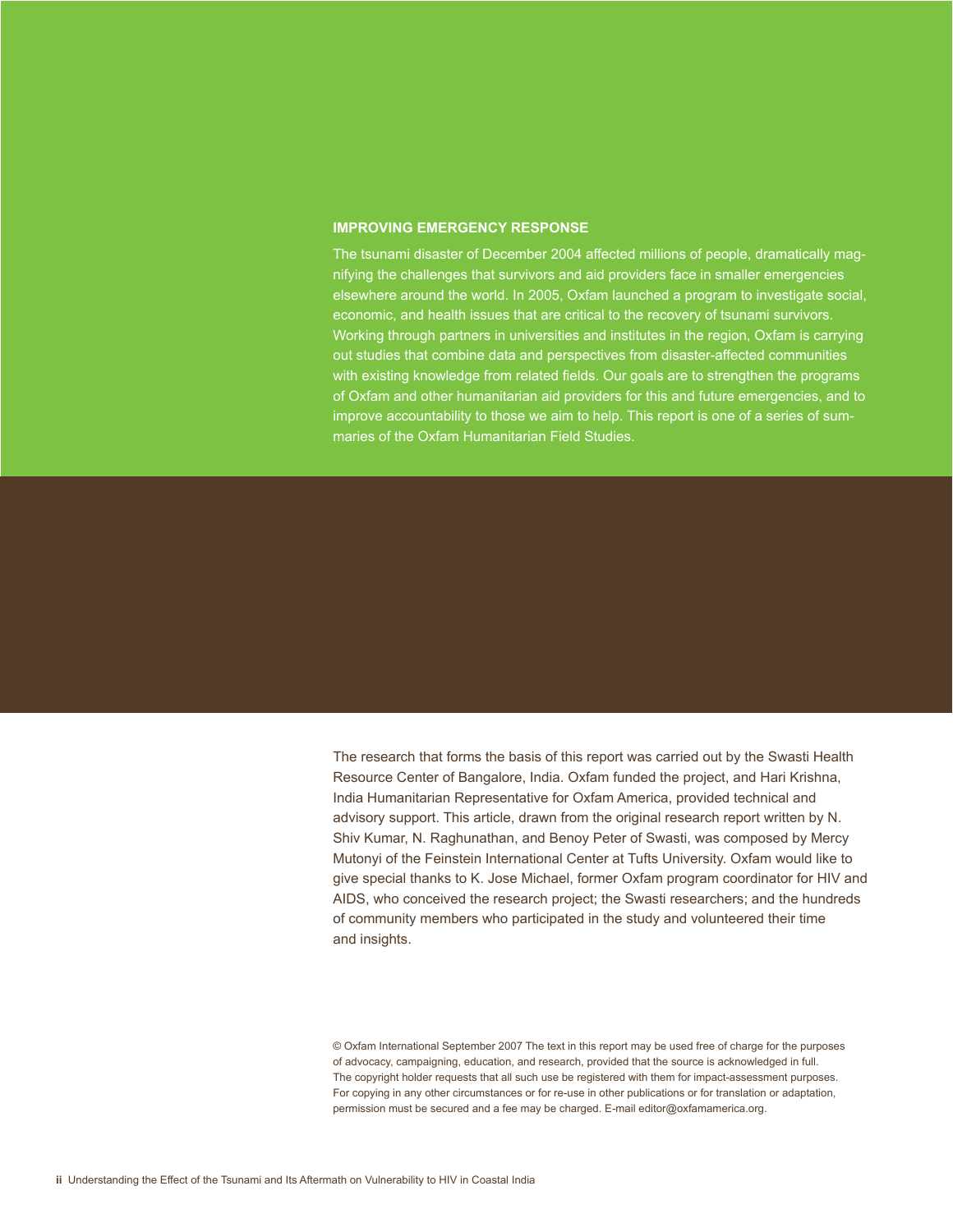## IMPROVING EMERGENCY RESPONSE

The tsunami disaster of December 2004 affected millions of people, dramatically magnifying the challenges that survivors and aid providers face in smaller emergencies elsewhere around the world. In 2005, Oxfam launched a program to investigate social, economic, and health issues that are critical to the recovery of tsunami survivors. Working through partners in universities and institutes in the region, Oxfam is carrying out studies that combine data and perspectives from disaster-affected communities with existing knowledge from related fields. Our goals are to strengthen the programs of Oxfam and other humanitarian aid providers for this and future emergencies, and to improve accountability to those we aim to help. This report is one of a series of summaries of the Oxfam Humanitarian Field Studies.

The research that forms the basis of this report was carried out by the Swasti Health Resource Center of Bangalore, India. Oxfam funded the project, and Hari Krishna, India Humanitarian Representative for Oxfam America, provided technical and advisory support. This article, drawn from the original research report written by N. Shiv Kumar, N. Raghunathan, and Benoy Peter of Swasti, was composed by Mercy Mutonyi of the Feinstein International Center at Tufts University. Oxfam would like to give special thanks to K. Jose Michael, former Oxfam program coordinator for HIV and AIDS, who conceived the research project; the Swasti researchers; and the hundreds of community members who participated in the study and volunteered their time and insights.

© Oxfam International September 2007 The text in this report may be used free of charge for the purposes of advocacy, campaigning, education, and research, provided that the source is acknowledged in full. The copyright holder requests that all such use be registered with them for impact-assessment purposes. For copying in any other circumstances or for re-use in other publications or for translation or adaptation, permission must be secured and a fee may be charged. E-mail editor@oxfamamerica.org.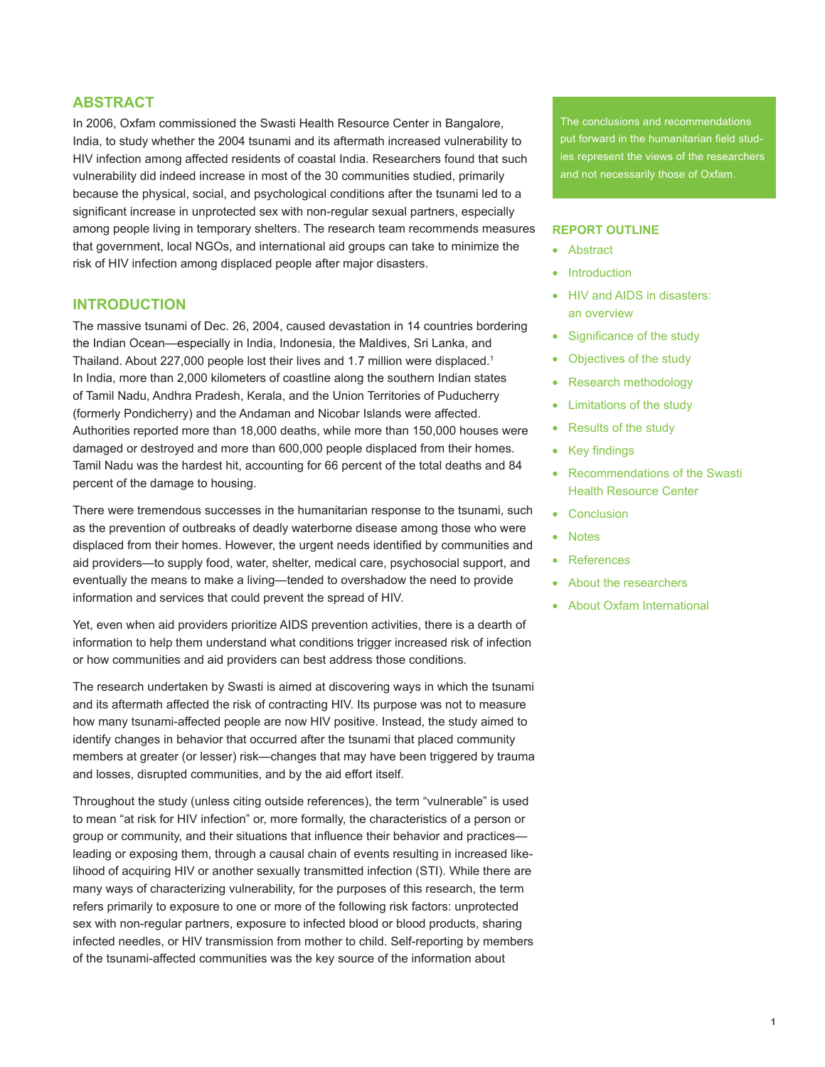## ABSTRACT

In 2006, Oxfam commissioned the Swasti Health Resource Center in Bangalore, India, to study whether the 2004 tsunami and its aftermath increased vulnerability to HIV infection among affected residents of coastal India. Researchers found that such vulnerability did indeed increase in most of the 30 communities studied, primarily because the physical, social, and psychological conditions after the tsunami led to a significant increase in unprotected sex with non-regular sexual partners, especially among people living in temporary shelters. The research team recommends measures that government, local NGOs, and international aid groups can take to minimize the risk of HIV infection among displaced people after major disasters.

## INTRODUCTION

The massive tsunami of Dec. 26, 2004, caused devastation in 14 countries bordering the Indian Ocean—especially in India, Indonesia, the Maldives, Sri Lanka, and Thailand. About 227,000 people lost their lives and 1.7 million were displaced.[1] In India, more than 2,000 kilometers of coastline along the southern Indian states of Tamil Nadu, Andhra Pradesh, Kerala, and the Union Territories of Puducherry (formerly Pondicherry) and the Andaman and Nicobar Islands were affected. Authorities reported more than 18,000 deaths, while more than 150,000 houses were damaged or destroyed and more than 600,000 people displaced from their homes. Tamil Nadu was the hardest hit, accounting for 66 percent of the total deaths and 84 percent of the damage to housing.

There were tremendous successes in the humanitarian response to the tsunami, such as the prevention of outbreaks of deadly waterborne disease among those who were displaced from their homes. However, the urgent needs identified by communities and aid providers—to supply food, water, shelter, medical care, psychosocial support, and eventually the means to make a living—tended to overshadow the need to provide information and services that could prevent the spread of HIV.

Yet, even when aid providers prioritize AIDS prevention activities, there is a dearth of information to help them understand what conditions trigger increased risk of infection or how communities and aid providers can best address those conditions.

The research undertaken by Swasti is aimed at discovering ways in which the tsunami and its aftermath affected the risk of contracting HIV. Its purpose was not to measure how many tsunami-affected people are now HIV positive. Instead, the study aimed to identify changes in behavior that occurred after the tsunami that placed community members at greater (or lesser) risk—changes that may have been triggered by trauma and losses, disrupted communities, and by the aid effort itself.

Throughout the study (unless citing outside references), the term "vulnerable" is used to mean "at risk for HIV infection" or, more formally, the characteristics of a person or group or community, and their situations that influence their behavior and practices—leading or exposing them, through a causal chain of events resulting in increased likelihood of acquiring HIV or another sexually transmitted infection (STI). While there are many ways of characterizing vulnerability, for the purposes of this research, the term refers primarily to exposure to one or more of the following risk factors: unprotected sex with non-regular partners, exposure to infected blood or blood products, sharing infected needles, or HIV transmission from mother to child. Self-reporting by members of the tsunami-affected communities was the key source of the information about

The conclusions and recommendations put forward in the humanitarian field studies represent the views of the researchers and not necessarily those of Oxfam.

**REPORT OUTLINE**

- Abstract
- Introduction
- HIV and AIDS in disasters: an overview
- Significance of the study
- Objectives of the study
- Research methodology
- Limitations of the study
- Results of the study
- Key findings
- Recommendations of the Swasti Health Resource Center
- Conclusion
- Notes
- References
- About the researchers
- About Oxfam International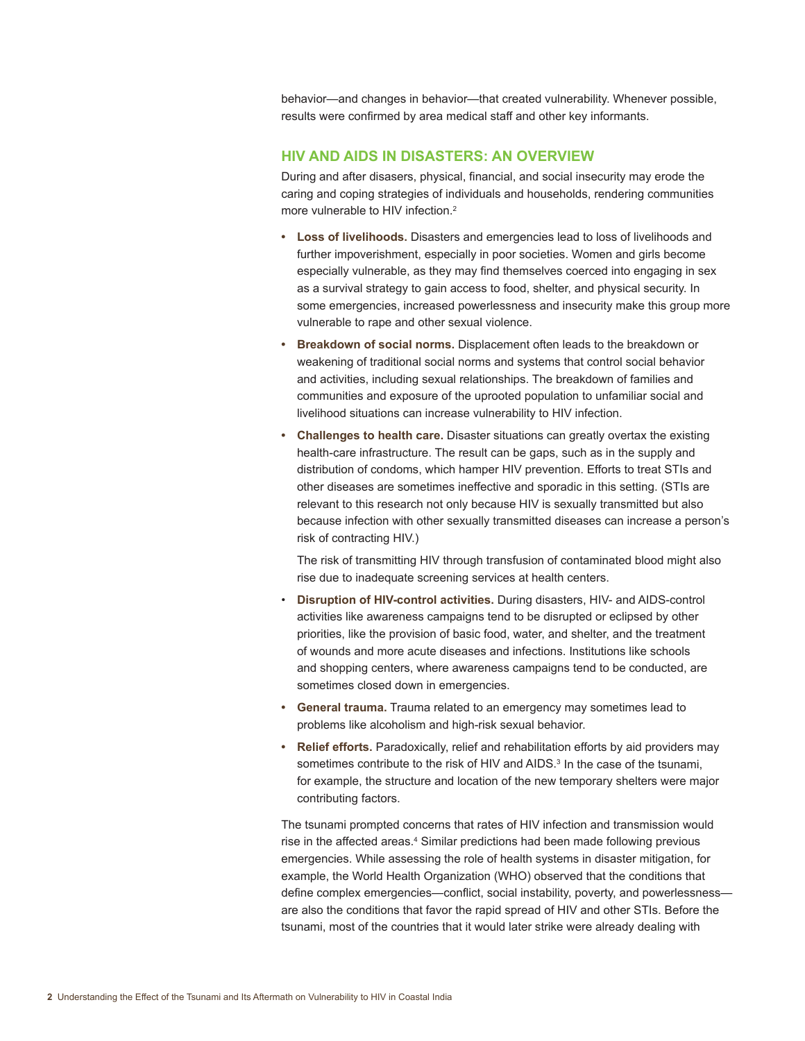behavior—and changes in behavior—that created vulnerability. Whenever possible, results were confirmed by area medical staff and other key informants.

## HIV AND AIDS IN DISASTERS: AN OVERVIEW

During and after disasers, physical, financial, and social insecurity may erode the caring and coping strategies of individuals and households, rendering communities more vulnerable to HIV infection.[2]

- **Loss of livelihoods.** Disasters and emergencies lead to loss of livelihoods and further impoverishment, especially in poor societies. Women and girls become especially vulnerable, as they may find themselves coerced into engaging in sex as a survival strategy to gain access to food, shelter, and physical security. In some emergencies, increased powerlessness and insecurity make this group more vulnerable to rape and other sexual violence.
- **Breakdown of social norms.** Displacement often leads to the breakdown or weakening of traditional social norms and systems that control social behavior and activities, including sexual relationships. The breakdown of families and communities and exposure of the uprooted population to unfamiliar social and livelihood situations can increase vulnerability to HIV infection.
- **Challenges to health care.** Disaster situations can greatly overtax the existing health-care infrastructure. The result can be gaps, such as in the supply and distribution of condoms, which hamper HIV prevention. Efforts to treat STIs and other diseases are sometimes ineffective and sporadic in this setting. (STIs are relevant to this research not only because HIV is sexually transmitted but also because infection with other sexually transmitted diseases can increase a person's risk of contracting HIV.)

  The risk of transmitting HIV through transfusion of contaminated blood might also rise due to inadequate screening services at health centers.
- **Disruption of HIV-control activities.** During disasters, HIV- and AIDS-control activities like awareness campaigns tend to be disrupted or eclipsed by other priorities, like the provision of basic food, water, and shelter, and the treatment of wounds and more acute diseases and infections. Institutions like schools and shopping centers, where awareness campaigns tend to be conducted, are sometimes closed down in emergencies.
- **General trauma.** Trauma related to an emergency may sometimes lead to problems like alcoholism and high-risk sexual behavior.
- **Relief efforts.** Paradoxically, relief and rehabilitation efforts by aid providers may sometimes contribute to the risk of HIV and AIDS.[3] In the case of the tsunami, for example, the structure and location of the new temporary shelters were major contributing factors.

The tsunami prompted concerns that rates of HIV infection and transmission would rise in the affected areas.[4] Similar predictions had been made following previous emergencies. While assessing the role of health systems in disaster mitigation, for example, the World Health Organization (WHO) observed that the conditions that define complex emergencies—conflict, social instability, poverty, and powerlessness—are also the conditions that favor the rapid spread of HIV and other STIs. Before the tsunami, most of the countries that it would later strike were already dealing with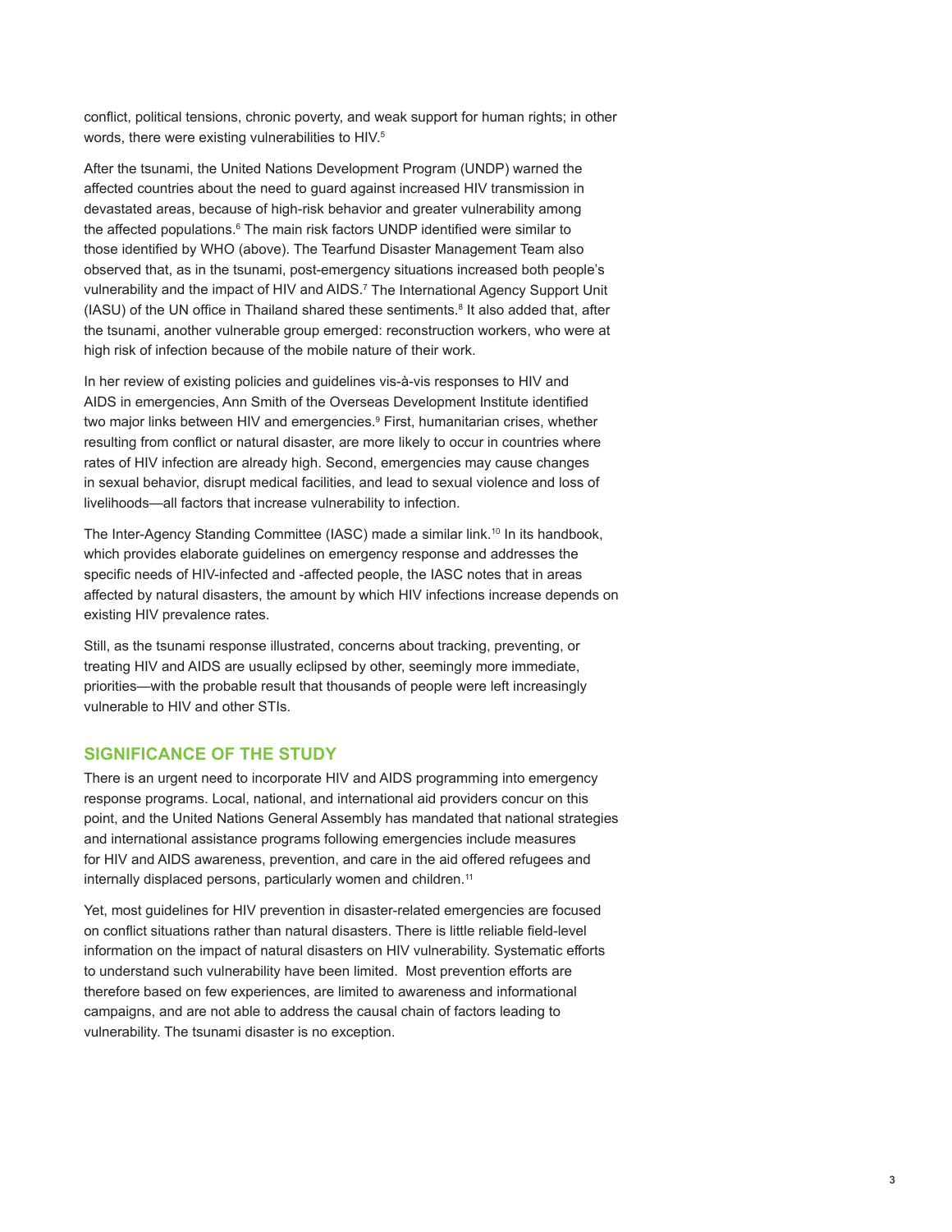conflict, political tensions, chronic poverty, and weak support for human rights; in other words, there were existing vulnerabilities to HIV.[5]

After the tsunami, the United Nations Development Program (UNDP) warned the affected countries about the need to guard against increased HIV transmission in devastated areas, because of high-risk behavior and greater vulnerability among the affected populations.[6] The main risk factors UNDP identified were similar to those identified by WHO (above). The Tearfund Disaster Management Team also observed that, as in the tsunami, post-emergency situations increased both people's vulnerability and the impact of HIV and AIDS.[7] The International Agency Support Unit (IASU) of the UN office in Thailand shared these sentiments.[8] It also added that, after the tsunami, another vulnerable group emerged: reconstruction workers, who were at high risk of infection because of the mobile nature of their work.

In her review of existing policies and guidelines vis-à-vis responses to HIV and AIDS in emergencies, Ann Smith of the Overseas Development Institute identified two major links between HIV and emergencies.[9] First, humanitarian crises, whether resulting from conflict or natural disaster, are more likely to occur in countries where rates of HIV infection are already high. Second, emergencies may cause changes in sexual behavior, disrupt medical facilities, and lead to sexual violence and loss of livelihoods—all factors that increase vulnerability to infection.

The Inter-Agency Standing Committee (IASC) made a similar link.[10] In its handbook, which provides elaborate guidelines on emergency response and addresses the specific needs of HIV-infected and -affected people, the IASC notes that in areas affected by natural disasters, the amount by which HIV infections increase depends on existing HIV prevalence rates.

Still, as the tsunami response illustrated, concerns about tracking, preventing, or treating HIV and AIDS are usually eclipsed by other, seemingly more immediate, priorities—with the probable result that thousands of people were left increasingly vulnerable to HIV and other STIs.

## SIGNIFICANCE OF THE STUDY

There is an urgent need to incorporate HIV and AIDS programming into emergency response programs. Local, national, and international aid providers concur on this point, and the United Nations General Assembly has mandated that national strategies and international assistance programs following emergencies include measures for HIV and AIDS awareness, prevention, and care in the aid offered refugees and internally displaced persons, particularly women and children.[11]

Yet, most guidelines for HIV prevention in disaster-related emergencies are focused on conflict situations rather than natural disasters. There is little reliable field-level information on the impact of natural disasters on HIV vulnerability. Systematic efforts to understand such vulnerability have been limited. Most prevention efforts are therefore based on few experiences, are limited to awareness and informational campaigns, and are not able to address the causal chain of factors leading to vulnerability. The tsunami disaster is no exception.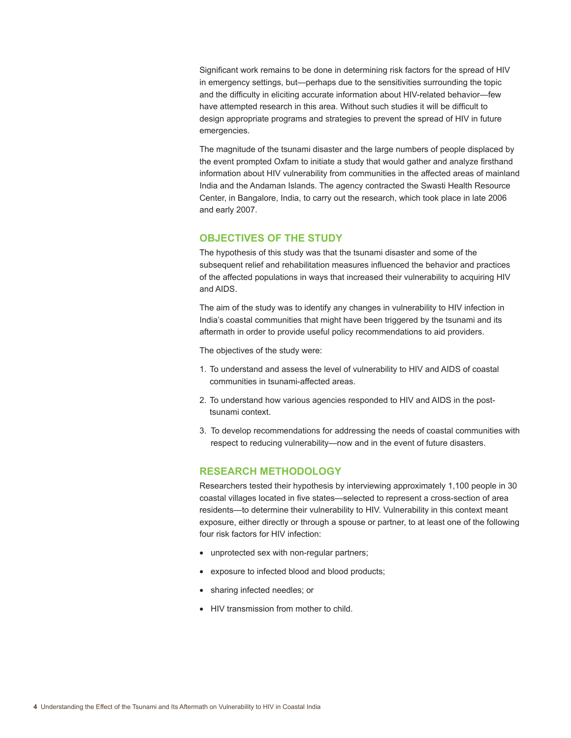Significant work remains to be done in determining risk factors for the spread of HIV in emergency settings, but—perhaps due to the sensitivities surrounding the topic and the difficulty in eliciting accurate information about HIV-related behavior—few have attempted research in this area. Without such studies it will be difficult to design appropriate programs and strategies to prevent the spread of HIV in future emergencies.

The magnitude of the tsunami disaster and the large numbers of people displaced by the event prompted Oxfam to initiate a study that would gather and analyze firsthand information about HIV vulnerability from communities in the affected areas of mainland India and the Andaman Islands. The agency contracted the Swasti Health Resource Center, in Bangalore, India, to carry out the research, which took place in late 2006 and early 2007.

## OBJECTIVES OF THE STUDY

The hypothesis of this study was that the tsunami disaster and some of the subsequent relief and rehabilitation measures influenced the behavior and practices of the affected populations in ways that increased their vulnerability to acquiring HIV and AIDS.

The aim of the study was to identify any changes in vulnerability to HIV infection in India's coastal communities that might have been triggered by the tsunami and its aftermath in order to provide useful policy recommendations to aid providers.

The objectives of the study were:

1. To understand and assess the level of vulnerability to HIV and AIDS of coastal communities in tsunami-affected areas.
2. To understand how various agencies responded to HIV and AIDS in the post-tsunami context.
3. To develop recommendations for addressing the needs of coastal communities with respect to reducing vulnerability—now and in the event of future disasters.

## RESEARCH METHODOLOGY

Researchers tested their hypothesis by interviewing approximately 1,100 people in 30 coastal villages located in five states—selected to represent a cross-section of area residents—to determine their vulnerability to HIV. Vulnerability in this context meant exposure, either directly or through a spouse or partner, to at least one of the following four risk factors for HIV infection:

- unprotected sex with non-regular partners;
- exposure to infected blood and blood products;
- sharing infected needles; or
- HIV transmission from mother to child.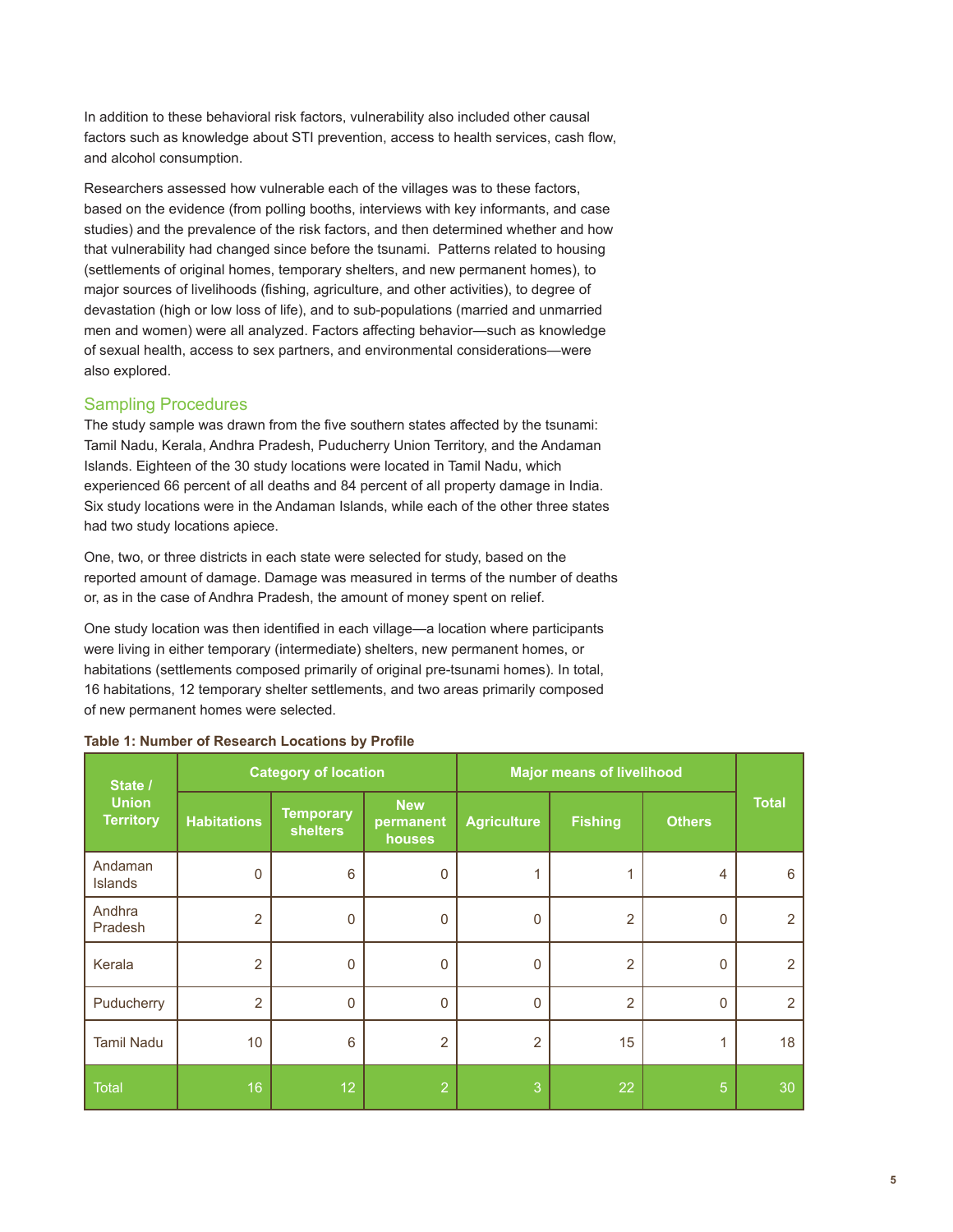In addition to these behavioral risk factors, vulnerability also included other causal factors such as knowledge about STI prevention, access to health services, cash flow, and alcohol consumption.

Researchers assessed how vulnerable each of the villages was to these factors, based on the evidence (from polling booths, interviews with key informants, and case studies) and the prevalence of the risk factors, and then determined whether and how that vulnerability had changed since before the tsunami. Patterns related to housing (settlements of original homes, temporary shelters, and new permanent homes), to major sources of livelihoods (fishing, agriculture, and other activities), to degree of devastation (high or low loss of life), and to sub-populations (married and unmarried men and women) were all analyzed. Factors affecting behavior—such as knowledge of sexual health, access to sex partners, and environmental considerations—were also explored.

## Sampling Procedures

The study sample was drawn from the five southern states affected by the tsunami: Tamil Nadu, Kerala, Andhra Pradesh, Puducherry Union Territory, and the Andaman Islands. Eighteen of the 30 study locations were located in Tamil Nadu, which experienced 66 percent of all deaths and 84 percent of all property damage in India. Six study locations were in the Andaman Islands, while each of the other three states had two study locations apiece.

One, two, or three districts in each state were selected for study, based on the reported amount of damage. Damage was measured in terms of the number of deaths or, as in the case of Andhra Pradesh, the amount of money spent on relief.

One study location was then identified in each village—a location where participants were living in either temporary (intermediate) shelters, new permanent homes, or habitations (settlements composed primarily of original pre-tsunami homes). In total, 16 habitations, 12 temporary shelter settlements, and two areas primarily composed of new permanent homes were selected.

**Table 1: Number of Research Locations by Profile**

| State / Union Territory | Category of location | | | Major means of livelihood | | | Total |
|---|---|---|---|---|---|---|---|
| | Habitations | Temporary shelters | New permanent houses | Agriculture | Fishing | Others | |
| Andaman Islands | 0 | 6 | 0 | 1 | 1 | 4 | 6 |
| Andhra Pradesh | 2 | 0 | 0 | 0 | 2 | 0 | 2 |
| Kerala | 2 | 0 | 0 | 0 | 2 | 0 | 2 |
| Puducherry | 2 | 0 | 0 | 0 | 2 | 0 | 2 |
| Tamil Nadu | 10 | 6 | 2 | 2 | 15 | 1 | 18 |
| Total | 16 | 12 | 2 | 3 | 22 | 5 | 30 |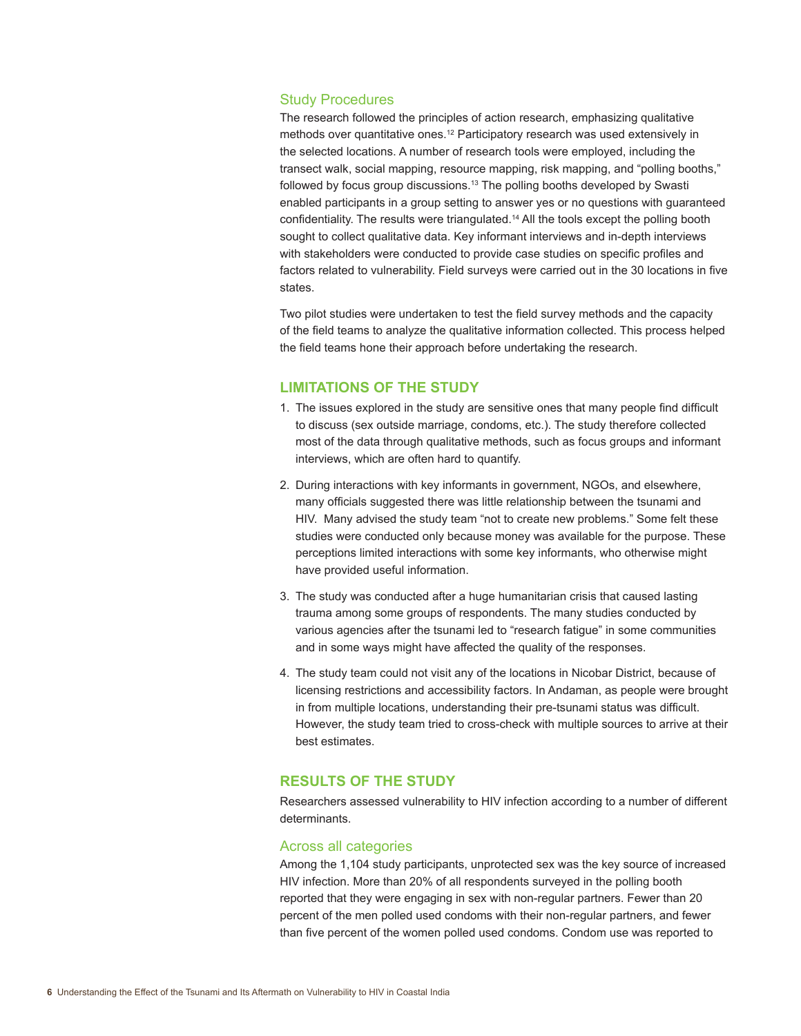### Study Procedures

The research followed the principles of action research, emphasizing qualitative methods over quantitative ones.[12] Participatory research was used extensively in the selected locations. A number of research tools were employed, including the transect walk, social mapping, resource mapping, risk mapping, and "polling booths," followed by focus group discussions.[13] The polling booths developed by Swasti enabled participants in a group setting to answer yes or no questions with guaranteed confidentiality. The results were triangulated.[14] All the tools except the polling booth sought to collect qualitative data. Key informant interviews and in-depth interviews with stakeholders were conducted to provide case studies on specific profiles and factors related to vulnerability. Field surveys were carried out in the 30 locations in five states.

Two pilot studies were undertaken to test the field survey methods and the capacity of the field teams to analyze the qualitative information collected. This process helped the field teams hone their approach before undertaking the research.

## LIMITATIONS OF THE STUDY

1. The issues explored in the study are sensitive ones that many people find difficult to discuss (sex outside marriage, condoms, etc.). The study therefore collected most of the data through qualitative methods, such as focus groups and informant interviews, which are often hard to quantify.
2. During interactions with key informants in government, NGOs, and elsewhere, many officials suggested there was little relationship between the tsunami and HIV. Many advised the study team "not to create new problems." Some felt these studies were conducted only because money was available for the purpose. These perceptions limited interactions with some key informants, who otherwise might have provided useful information.
3. The study was conducted after a huge humanitarian crisis that caused lasting trauma among some groups of respondents. The many studies conducted by various agencies after the tsunami led to "research fatigue" in some communities and in some ways might have affected the quality of the responses.
4. The study team could not visit any of the locations in Nicobar District, because of licensing restrictions and accessibility factors. In Andaman, as people were brought in from multiple locations, understanding their pre-tsunami status was difficult. However, the study team tried to cross-check with multiple sources to arrive at their best estimates.

## RESULTS OF THE STUDY

Researchers assessed vulnerability to HIV infection according to a number of different determinants.

### Across all categories

Among the 1,104 study participants, unprotected sex was the key source of increased HIV infection. More than 20% of all respondents surveyed in the polling booth reported that they were engaging in sex with non-regular partners. Fewer than 20 percent of the men polled used condoms with their non-regular partners, and fewer than five percent of the women polled used condoms. Condom use was reported to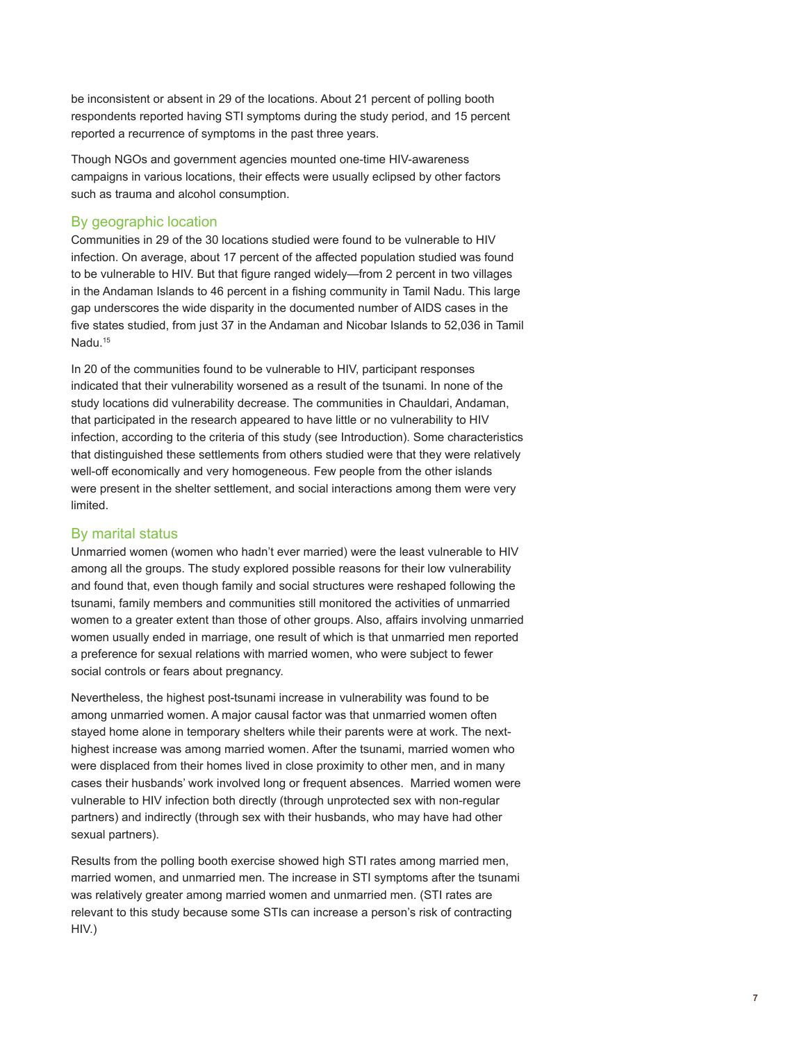be inconsistent or absent in 29 of the locations. About 21 percent of polling booth respondents reported having STI symptoms during the study period, and 15 percent reported a recurrence of symptoms in the past three years.

Though NGOs and government agencies mounted one-time HIV-awareness campaigns in various locations, their effects were usually eclipsed by other factors such as trauma and alcohol consumption.

### By geographic location

Communities in 29 of the 30 locations studied were found to be vulnerable to HIV infection. On average, about 17 percent of the affected population studied was found to be vulnerable to HIV. But that figure ranged widely—from 2 percent in two villages in the Andaman Islands to 46 percent in a fishing community in Tamil Nadu. This large gap underscores the wide disparity in the documented number of AIDS cases in the five states studied, from just 37 in the Andaman and Nicobar Islands to 52,036 in Tamil Nadu.[15]

In 20 of the communities found to be vulnerable to HIV, participant responses indicated that their vulnerability worsened as a result of the tsunami. In none of the study locations did vulnerability decrease. The communities in Chauldari, Andaman, that participated in the research appeared to have little or no vulnerability to HIV infection, according to the criteria of this study (see Introduction). Some characteristics that distinguished these settlements from others studied were that they were relatively well-off economically and very homogeneous. Few people from the other islands were present in the shelter settlement, and social interactions among them were very limited.

### By marital status

Unmarried women (women who hadn't ever married) were the least vulnerable to HIV among all the groups. The study explored possible reasons for their low vulnerability and found that, even though family and social structures were reshaped following the tsunami, family members and communities still monitored the activities of unmarried women to a greater extent than those of other groups. Also, affairs involving unmarried women usually ended in marriage, one result of which is that unmarried men reported a preference for sexual relations with married women, who were subject to fewer social controls or fears about pregnancy.

Nevertheless, the highest post-tsunami increase in vulnerability was found to be among unmarried women. A major causal factor was that unmarried women often stayed home alone in temporary shelters while their parents were at work. The next-highest increase was among married women. After the tsunami, married women who were displaced from their homes lived in close proximity to other men, and in many cases their husbands' work involved long or frequent absences. Married women were vulnerable to HIV infection both directly (through unprotected sex with non-regular partners) and indirectly (through sex with their husbands, who may have had other sexual partners).

Results from the polling booth exercise showed high STI rates among married men, married women, and unmarried men. The increase in STI symptoms after the tsunami was relatively greater among married women and unmarried men. (STI rates are relevant to this study because some STIs can increase a person's risk of contracting HIV.)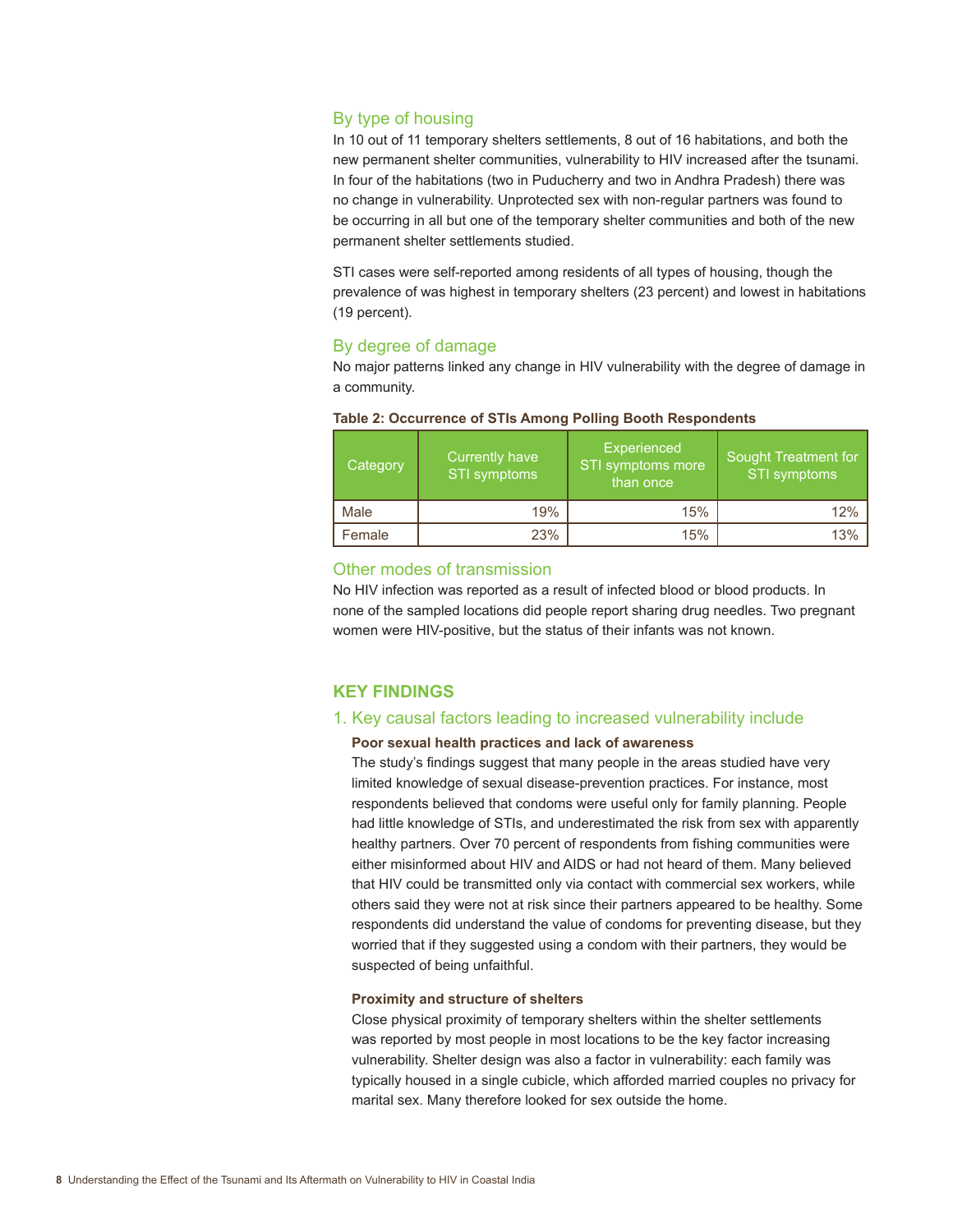### By type of housing

In 10 out of 11 temporary shelters settlements, 8 out of 16 habitations, and both the new permanent shelter communities, vulnerability to HIV increased after the tsunami. In four of the habitations (two in Puducherry and two in Andhra Pradesh) there was no change in vulnerability. Unprotected sex with non-regular partners was found to be occurring in all but one of the temporary shelter communities and both of the new permanent shelter settlements studied.

STI cases were self-reported among residents of all types of housing, though the prevalence of was highest in temporary shelters (23 percent) and lowest in habitations (19 percent).

### By degree of damage

No major patterns linked any change in HIV vulnerability with the degree of damage in a community.

**Table 2: Occurrence of STIs Among Polling Booth Respondents**

| Category | Currently have STI symptoms | Experienced STI symptoms more than once | Sought Treatment for STI symptoms |
|---|---|---|---|
| Male | 19% | 15% | 12% |
| Female | 23% | 15% | 13% |

### Other modes of transmission

No HIV infection was reported as a result of infected blood or blood products. In none of the sampled locations did people report sharing drug needles. Two pregnant women were HIV-positive, but the status of their infants was not known.

## KEY FINDINGS

### 1. Key causal factors leading to increased vulnerability include

**Poor sexual health practices and lack of awareness**

The study's findings suggest that many people in the areas studied have very limited knowledge of sexual disease-prevention practices. For instance, most respondents believed that condoms were useful only for family planning. People had little knowledge of STIs, and underestimated the risk from sex with apparently healthy partners. Over 70 percent of respondents from fishing communities were either misinformed about HIV and AIDS or had not heard of them. Many believed that HIV could be transmitted only via contact with commercial sex workers, while others said they were not at risk since their partners appeared to be healthy. Some respondents did understand the value of condoms for preventing disease, but they worried that if they suggested using a condom with their partners, they would be suspected of being unfaithful.

**Proximity and structure of shelters**

Close physical proximity of temporary shelters within the shelter settlements was reported by most people in most locations to be the key factor increasing vulnerability. Shelter design was also a factor in vulnerability: each family was typically housed in a single cubicle, which afforded married couples no privacy for marital sex. Many therefore looked for sex outside the home.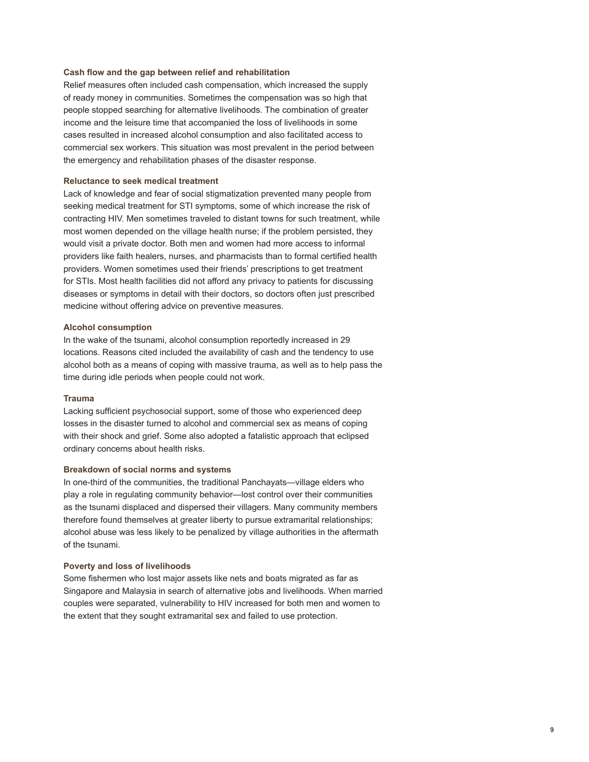### Cash flow and the gap between relief and rehabilitation

Relief measures often included cash compensation, which increased the supply of ready money in communities. Sometimes the compensation was so high that people stopped searching for alternative livelihoods. The combination of greater income and the leisure time that accompanied the loss of livelihoods in some cases resulted in increased alcohol consumption and also facilitated access to commercial sex workers. This situation was most prevalent in the period between the emergency and rehabilitation phases of the disaster response.

### Reluctance to seek medical treatment

Lack of knowledge and fear of social stigmatization prevented many people from seeking medical treatment for STI symptoms, some of which increase the risk of contracting HIV. Men sometimes traveled to distant towns for such treatment, while most women depended on the village health nurse; if the problem persisted, they would visit a private doctor. Both men and women had more access to informal providers like faith healers, nurses, and pharmacists than to formal certified health providers. Women sometimes used their friends' prescriptions to get treatment for STIs. Most health facilities did not afford any privacy to patients for discussing diseases or symptoms in detail with their doctors, so doctors often just prescribed medicine without offering advice on preventive measures.

### Alcohol consumption

In the wake of the tsunami, alcohol consumption reportedly increased in 29 locations. Reasons cited included the availability of cash and the tendency to use alcohol both as a means of coping with massive trauma, as well as to help pass the time during idle periods when people could not work.

### Trauma

Lacking sufficient psychosocial support, some of those who experienced deep losses in the disaster turned to alcohol and commercial sex as means of coping with their shock and grief. Some also adopted a fatalistic approach that eclipsed ordinary concerns about health risks.

### Breakdown of social norms and systems

In one-third of the communities, the traditional Panchayats—village elders who play a role in regulating community behavior—lost control over their communities as the tsunami displaced and dispersed their villagers. Many community members therefore found themselves at greater liberty to pursue extramarital relationships; alcohol abuse was less likely to be penalized by village authorities in the aftermath of the tsunami.

### Poverty and loss of livelihoods

Some fishermen who lost major assets like nets and boats migrated as far as Singapore and Malaysia in search of alternative jobs and livelihoods. When married couples were separated, vulnerability to HIV increased for both men and women to the extent that they sought extramarital sex and failed to use protection.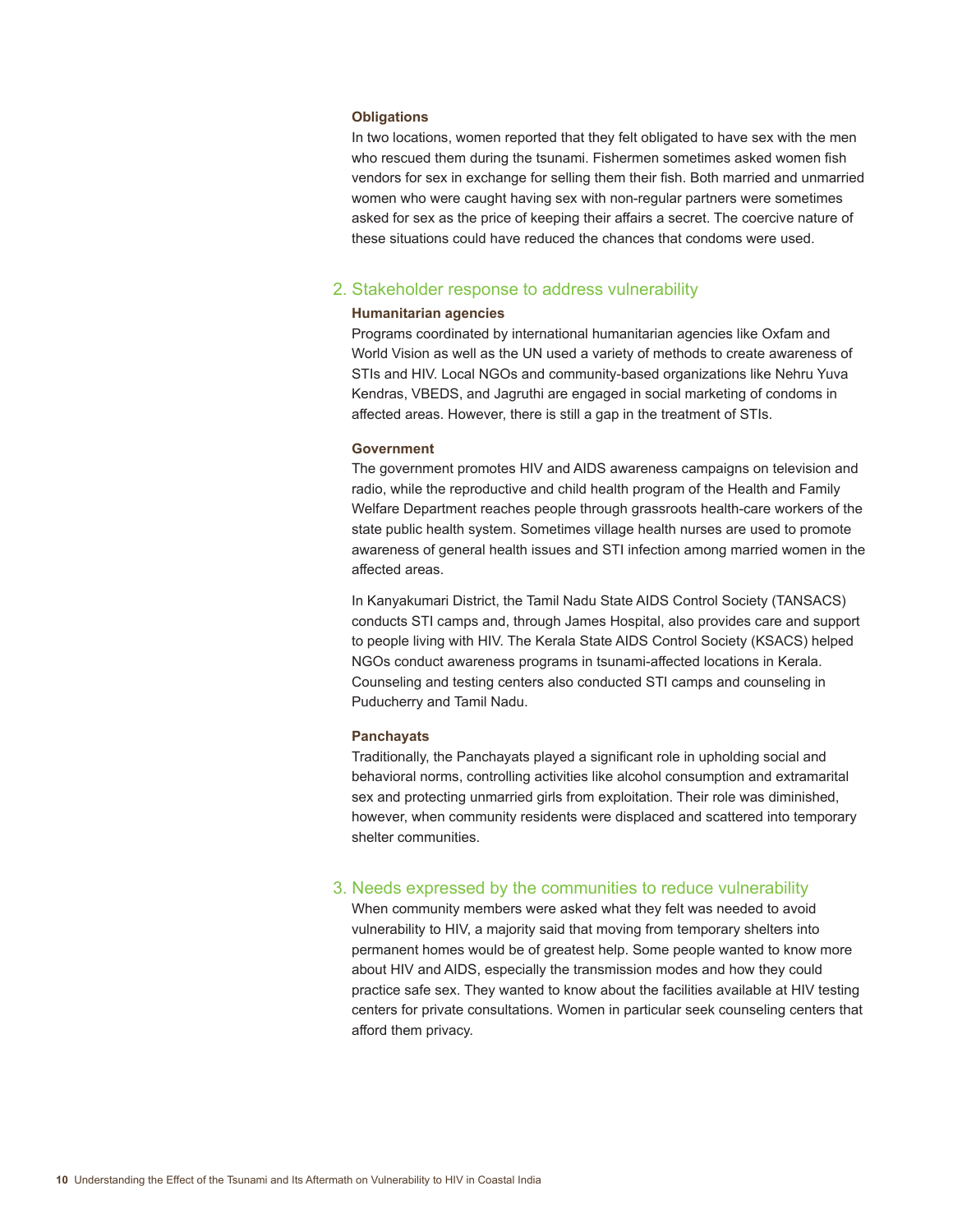#### Obligations

In two locations, women reported that they felt obligated to have sex with the men who rescued them during the tsunami. Fishermen sometimes asked women fish vendors for sex in exchange for selling them their fish. Both married and unmarried women who were caught having sex with non-regular partners were sometimes asked for sex as the price of keeping their affairs a secret. The coercive nature of these situations could have reduced the chances that condoms were used.

### 2. Stakeholder response to address vulnerability

#### Humanitarian agencies

Programs coordinated by international humanitarian agencies like Oxfam and World Vision as well as the UN used a variety of methods to create awareness of STIs and HIV. Local NGOs and community-based organizations like Nehru Yuva Kendras, VBEDS, and Jagruthi are engaged in social marketing of condoms in affected areas. However, there is still a gap in the treatment of STIs.

#### Government

The government promotes HIV and AIDS awareness campaigns on television and radio, while the reproductive and child health program of the Health and Family Welfare Department reaches people through grassroots health-care workers of the state public health system. Sometimes village health nurses are used to promote awareness of general health issues and STI infection among married women in the affected areas.

In Kanyakumari District, the Tamil Nadu State AIDS Control Society (TANSACS) conducts STI camps and, through James Hospital, also provides care and support to people living with HIV. The Kerala State AIDS Control Society (KSACS) helped NGOs conduct awareness programs in tsunami-affected locations in Kerala. Counseling and testing centers also conducted STI camps and counseling in Puducherry and Tamil Nadu.

#### Panchayats

Traditionally, the Panchayats played a significant role in upholding social and behavioral norms, controlling activities like alcohol consumption and extramarital sex and protecting unmarried girls from exploitation. Their role was diminished, however, when community residents were displaced and scattered into temporary shelter communities.

### 3. Needs expressed by the communities to reduce vulnerability

When community members were asked what they felt was needed to avoid vulnerability to HIV, a majority said that moving from temporary shelters into permanent homes would be of greatest help. Some people wanted to know more about HIV and AIDS, especially the transmission modes and how they could practice safe sex. They wanted to know about the facilities available at HIV testing centers for private consultations. Women in particular seek counseling centers that afford them privacy.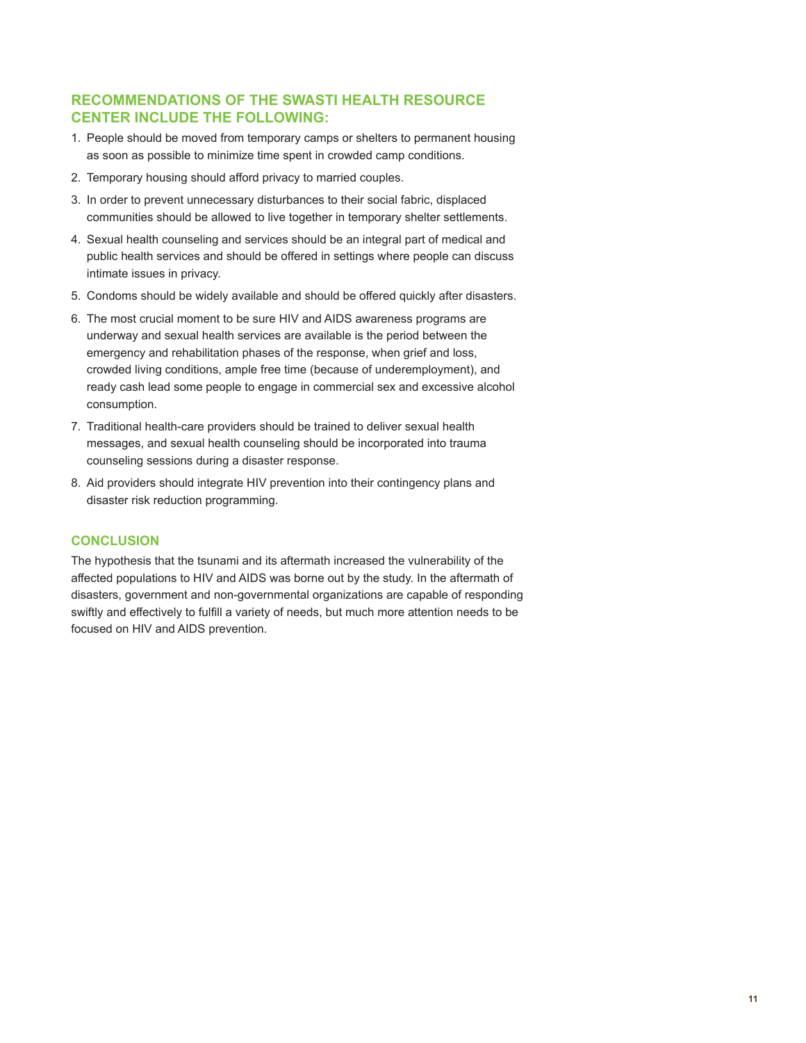## RECOMMENDATIONS OF THE SWASTI HEALTH RESOURCE CENTER INCLUDE THE FOLLOWING:

1. People should be moved from temporary camps or shelters to permanent housing as soon as possible to minimize time spent in crowded camp conditions.
2. Temporary housing should afford privacy to married couples.
3. In order to prevent unnecessary disturbances to their social fabric, displaced communities should be allowed to live together in temporary shelter settlements.
4. Sexual health counseling and services should be an integral part of medical and public health services and should be offered in settings where people can discuss intimate issues in privacy.
5. Condoms should be widely available and should be offered quickly after disasters.
6. The most crucial moment to be sure HIV and AIDS awareness programs are underway and sexual health services are available is the period between the emergency and rehabilitation phases of the response, when grief and loss, crowded living conditions, ample free time (because of underemployment), and ready cash lead some people to engage in commercial sex and excessive alcohol consumption.
7. Traditional health-care providers should be trained to deliver sexual health messages, and sexual health counseling should be incorporated into trauma counseling sessions during a disaster response.
8. Aid providers should integrate HIV prevention into their contingency plans and disaster risk reduction programming.

## CONCLUSION

The hypothesis that the tsunami and its aftermath increased the vulnerability of the affected populations to HIV and AIDS was borne out by the study. In the aftermath of disasters, government and non-governmental organizations are capable of responding swiftly and effectively to fulfill a variety of needs, but much more attention needs to be focused on HIV and AIDS prevention.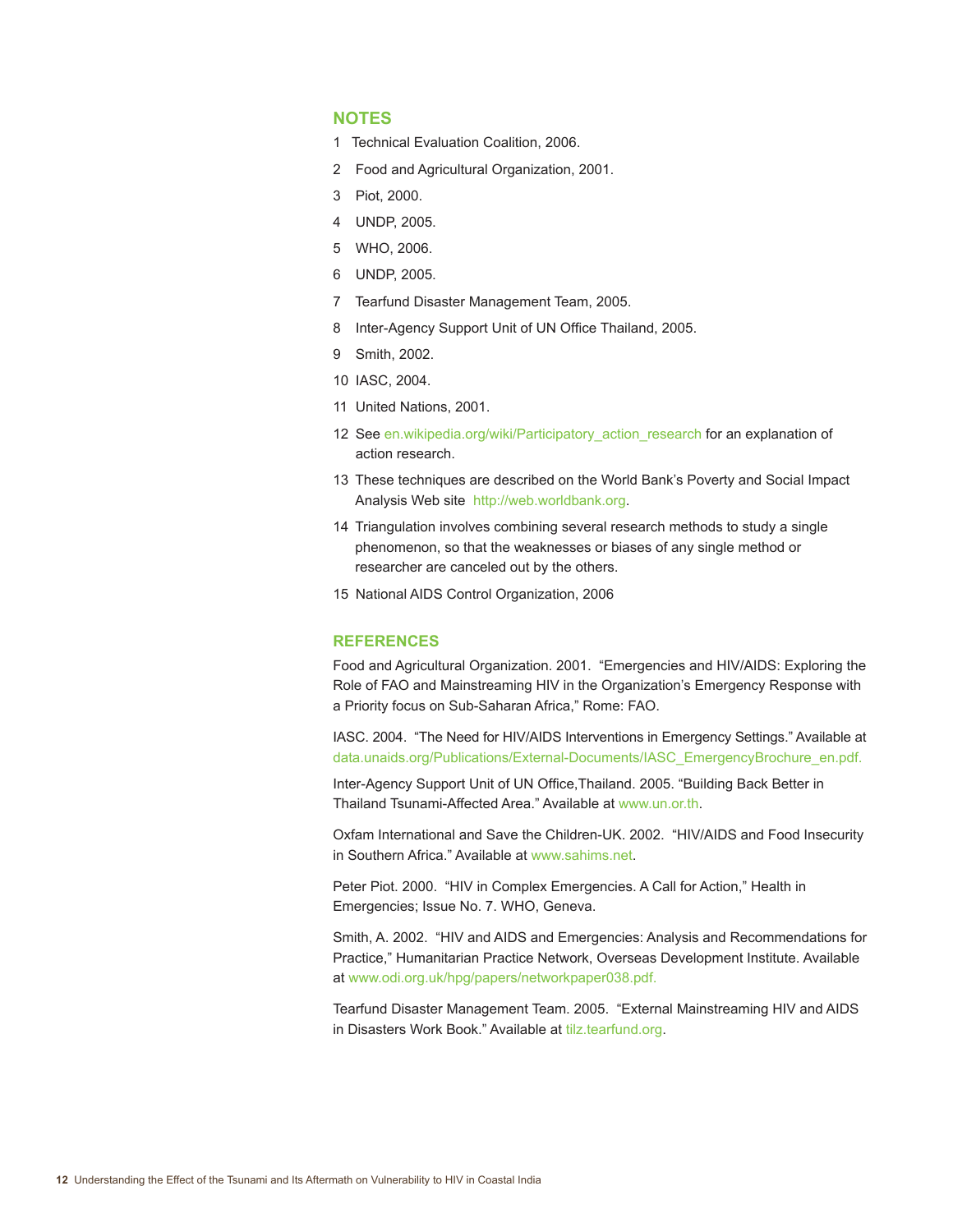## NOTES

1 Technical Evaluation Coalition, 2006.

2 Food and Agricultural Organization, 2001.

3 Piot, 2000.

4 UNDP, 2005.

5 WHO, 2006.

6 UNDP, 2005.

7 Tearfund Disaster Management Team, 2005.

8 Inter-Agency Support Unit of UN Office Thailand, 2005.

9 Smith, 2002.

10 IASC, 2004.

11 United Nations, 2001.

12 See en.wikipedia.org/wiki/Participatory_action_research for an explanation of action research.

13 These techniques are described on the World Bank's Poverty and Social Impact Analysis Web site http://web.worldbank.org.

14 Triangulation involves combining several research methods to study a single phenomenon, so that the weaknesses or biases of any single method or researcher are canceled out by the others.

15 National AIDS Control Organization, 2006

## REFERENCES

Food and Agricultural Organization. 2001. "Emergencies and HIV/AIDS: Exploring the Role of FAO and Mainstreaming HIV in the Organization's Emergency Response with a Priority focus on Sub-Saharan Africa," Rome: FAO.

IASC. 2004. "The Need for HIV/AIDS Interventions in Emergency Settings." Available at data.unaids.org/Publications/External-Documents/IASC_EmergencyBrochure_en.pdf.

Inter-Agency Support Unit of UN Office,Thailand. 2005. "Building Back Better in Thailand Tsunami-Affected Area." Available at www.un.or.th.

Oxfam International and Save the Children-UK. 2002. "HIV/AIDS and Food Insecurity in Southern Africa." Available at www.sahims.net.

Peter Piot. 2000. "HIV in Complex Emergencies. A Call for Action," Health in Emergencies; Issue No. 7. WHO, Geneva.

Smith, A. 2002. "HIV and AIDS and Emergencies: Analysis and Recommendations for Practice," Humanitarian Practice Network, Overseas Development Institute. Available at www.odi.org.uk/hpg/papers/networkpaper038.pdf.

Tearfund Disaster Management Team. 2005. "External Mainstreaming HIV and AIDS in Disasters Work Book." Available at tilz.tearfund.org.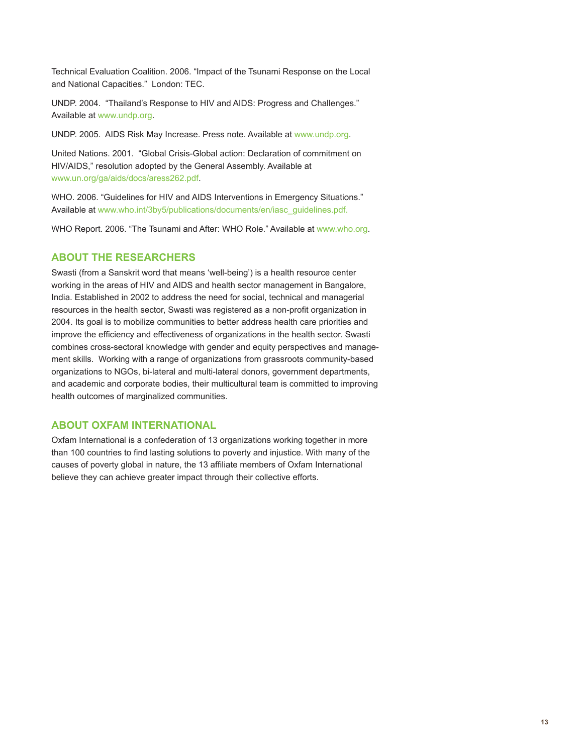Technical Evaluation Coalition. 2006. “Impact of the Tsunami Response on the Local and National Capacities.” London: TEC.

UNDP. 2004. “Thailand’s Response to HIV and AIDS: Progress and Challenges.” Available at www.undp.org.

UNDP. 2005. AIDS Risk May Increase. Press note. Available at www.undp.org.

United Nations. 2001. “Global Crisis-Global action: Declaration of commitment on HIV/AIDS,” resolution adopted by the General Assembly. Available at www.un.org/ga/aids/docs/aress262.pdf.

WHO. 2006. “Guidelines for HIV and AIDS Interventions in Emergency Situations.” Available at www.who.int/3by5/publications/documents/en/iasc_guidelines.pdf.

WHO Report. 2006. “The Tsunami and After: WHO Role.” Available at www.who.org.

## ABOUT THE RESEARCHERS

Swasti (from a Sanskrit word that means ‘well-being’) is a health resource center working in the areas of HIV and AIDS and health sector management in Bangalore, India. Established in 2002 to address the need for social, technical and managerial resources in the health sector, Swasti was registered as a non-profit organization in 2004. Its goal is to mobilize communities to better address health care priorities and improve the efficiency and effectiveness of organizations in the health sector. Swasti combines cross-sectoral knowledge with gender and equity perspectives and management skills. Working with a range of organizations from grassroots community-based organizations to NGOs, bi-lateral and multi-lateral donors, government departments, and academic and corporate bodies, their multicultural team is committed to improving health outcomes of marginalized communities.

## ABOUT OXFAM INTERNATIONAL

Oxfam International is a confederation of 13 organizations working together in more than 100 countries to find lasting solutions to poverty and injustice. With many of the causes of poverty global in nature, the 13 affiliate members of Oxfam International believe they can achieve greater impact through their collective efforts.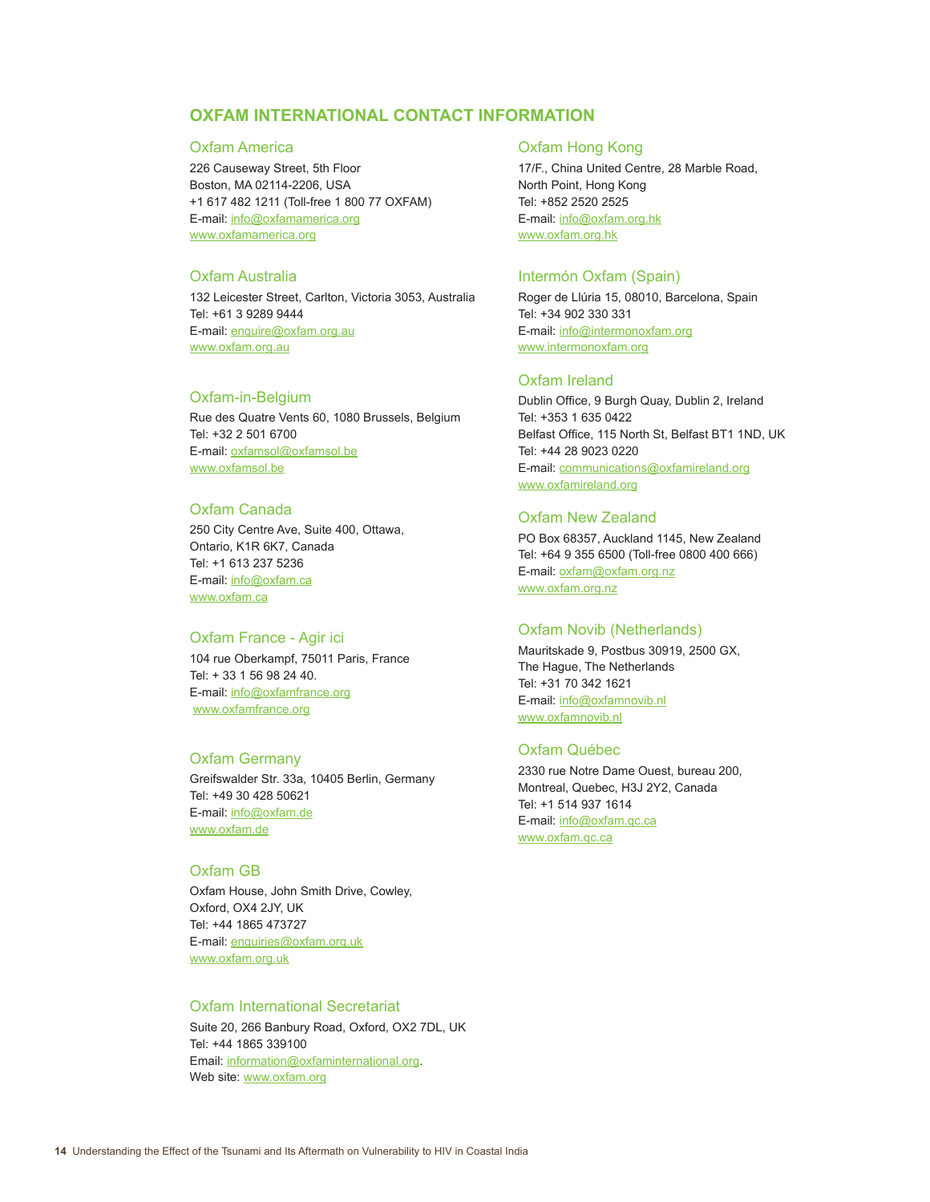## OXFAM INTERNATIONAL CONTACT INFORMATION

### Oxfam America

226 Causeway Street, 5th Floor
Boston, MA 02114-2206, USA
+1 617 482 1211 (Toll-free 1 800 77 OXFAM)
E-mail: info@oxfamamerica.org
www.oxfamamerica.org

### Oxfam Australia

132 Leicester Street, Carlton, Victoria 3053, Australia
Tel: +61 3 9289 9444
E-mail: enquire@oxfam.org.au
www.oxfam.org.au

### Oxfam-in-Belgium

Rue des Quatre Vents 60, 1080 Brussels, Belgium
Tel: +32 2 501 6700
E-mail: oxfamsol@oxfamsol.be
www.oxfamsol.be

### Oxfam Canada

250 City Centre Ave, Suite 400, Ottawa,
Ontario, K1R 6K7, Canada
Tel: +1 613 237 5236
E-mail: info@oxfam.ca
www.oxfam.ca

### Oxfam France - Agir ici

104 rue Oberkampf, 75011 Paris, France
Tel: + 33 1 56 98 24 40.
E-mail: info@oxfamfrance.org
www.oxfamfrance.org

### Oxfam Germany

Greifswalder Str. 33a, 10405 Berlin, Germany
Tel: +49 30 428 50621
E-mail: info@oxfam.de
www.oxfam.de

### Oxfam GB

Oxfam House, John Smith Drive, Cowley,
Oxford, OX4 2JY, UK
Tel: +44 1865 473727
E-mail: enquiries@oxfam.org.uk
www.oxfam.org.uk

### Oxfam International Secretariat

Suite 20, 266 Banbury Road, Oxford, OX2 7DL, UK
Tel: +44 1865 339100
Email: information@oxfaminternational.org.
Web site: www.oxfam.org

### Oxfam Hong Kong

17/F., China United Centre, 28 Marble Road,
North Point, Hong Kong
Tel: +852 2520 2525
E-mail: info@oxfam.org.hk
www.oxfam.org.hk

### Intermón Oxfam (Spain)

Roger de Llúria 15, 08010, Barcelona, Spain
Tel: +34 902 330 331
E-mail: info@intermonoxfam.org
www.intermonoxfam.org

### Oxfam Ireland

Dublin Office, 9 Burgh Quay, Dublin 2, Ireland
Tel: +353 1 635 0422
Belfast Office, 115 North St, Belfast BT1 1ND, UK
Tel: +44 28 9023 0220
E-mail: communications@oxfamireland.org
www.oxfamireland.org

### Oxfam New Zealand

PO Box 68357, Auckland 1145, New Zealand
Tel: +64 9 355 6500 (Toll-free 0800 400 666)
E-mail: oxfam@oxfam.org.nz
www.oxfam.org.nz

### Oxfam Novib (Netherlands)

Mauritskade 9, Postbus 30919, 2500 GX,
The Hague, The Netherlands
Tel: +31 70 342 1621
E-mail: info@oxfamnovib.nl
www.oxfamnovib.nl

### Oxfam Québec

2330 rue Notre Dame Ouest, bureau 200,
Montreal, Quebec, H3J 2Y2, Canada
Tel: +1 514 937 1614
E-mail: info@oxfam.qc.ca
www.oxfam.qc.ca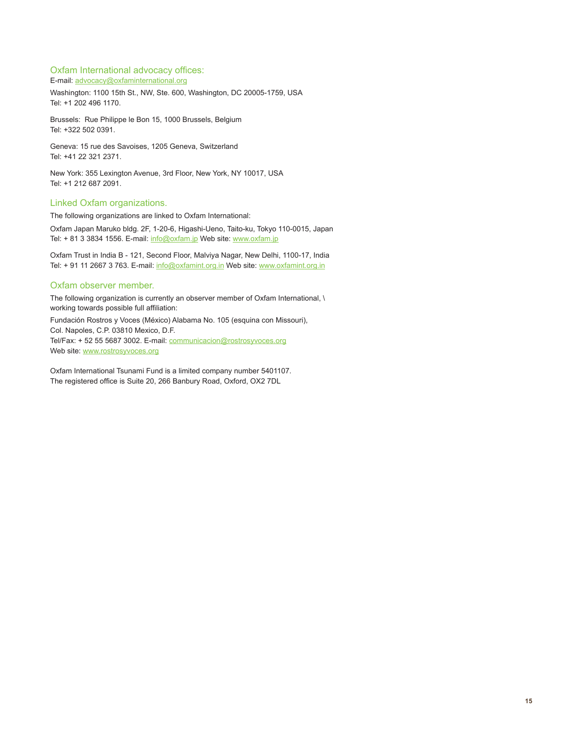## Oxfam International advocacy offices:

E-mail: advocacy@oxfaminternational.org

Washington: 1100 15th St., NW, Ste. 600, Washington, DC 20005-1759, USA
Tel: +1 202 496 1170.

Brussels: Rue Philippe le Bon 15, 1000 Brussels, Belgium
Tel: +322 502 0391.

Geneva: 15 rue des Savoises, 1205 Geneva, Switzerland
Tel: +41 22 321 2371.

New York: 355 Lexington Avenue, 3rd Floor, New York, NY 10017, USA
Tel: +1 212 687 2091.

## Linked Oxfam organizations.

The following organizations are linked to Oxfam International:

Oxfam Japan Maruko bldg. 2F, 1-20-6, Higashi-Ueno, Taito-ku, Tokyo 110-0015, Japan
Tel: + 81 3 3834 1556. E-mail: info@oxfam.jp Web site: www.oxfam.jp

Oxfam Trust in India B - 121, Second Floor, Malviya Nagar, New Delhi, 1100-17, India
Tel: + 91 11 2667 3 763. E-mail: info@oxfamint.org.in Web site: www.oxfamint.org.in

## Oxfam observer member.

The following organization is currently an observer member of Oxfam International, \
working towards possible full affiliation:

Fundación Rostros y Voces (México) Alabama No. 105 (esquina con Missouri),
Col. Napoles, C.P. 03810 Mexico, D.F.
Tel/Fax: + 52 55 5687 3002. E-mail: communicacion@rostrosyvoces.org
Web site: www.rostrosyvoces.org

Oxfam International Tsunami Fund is a limited company number 5401107.
The registered office is Suite 20, 266 Banbury Road, Oxford, OX2 7DL